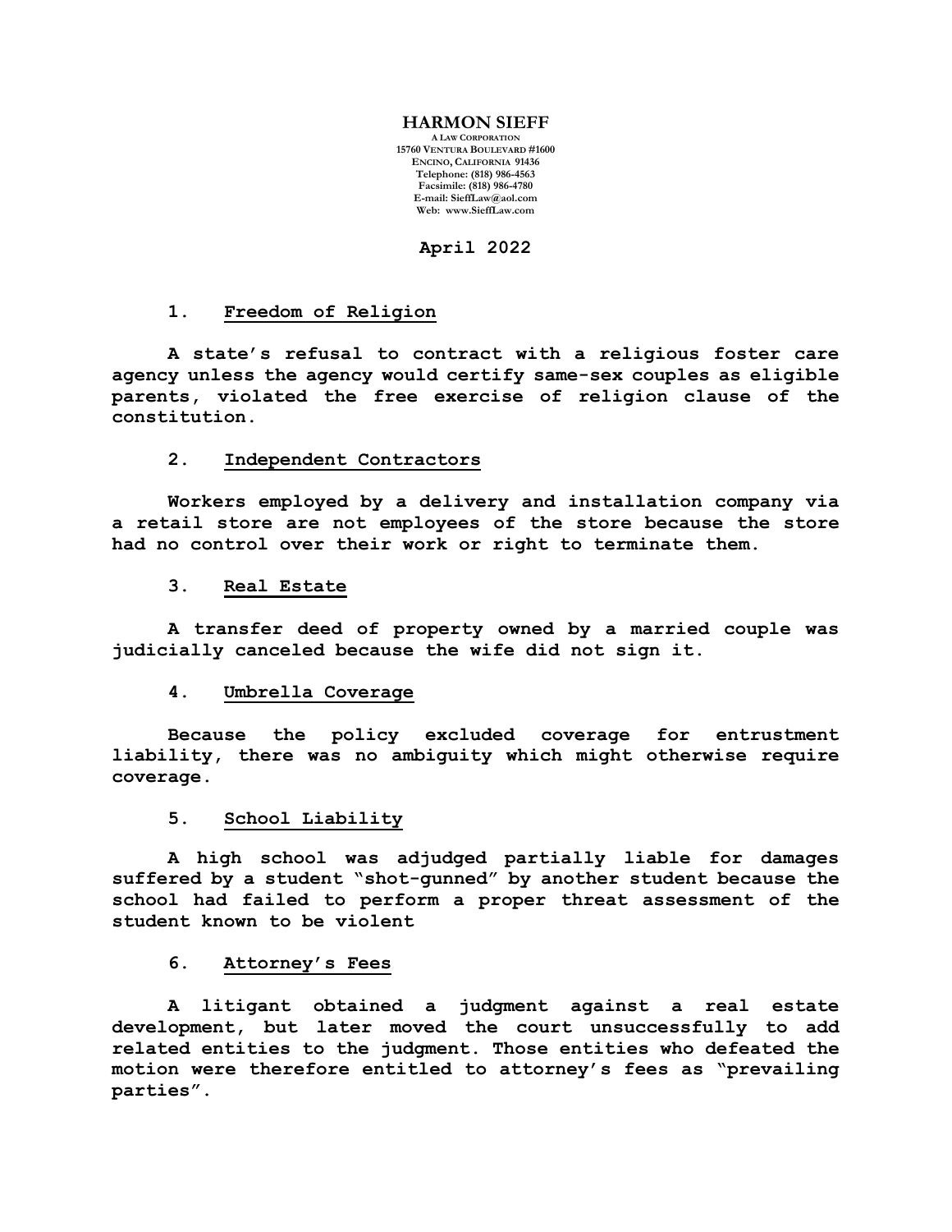**HARMON SIEFF**
A LAW CORPORATION
15760 VENTURA BOULEVARD #1600
ENCINO, CALIFORNIA 91436
Telephone: (818) 986-4563
Facsimile: (818) 986-4780
E-mail: SieffLaw@aol.com
Web: www.SieffLaw.com

**April 2022**

**1. Freedom of Religion**

**A state's refusal to contract with a religious foster care agency unless the agency would certify same-sex couples as eligible parents, violated the free exercise of religion clause of the constitution.**

**2. Independent Contractors**

**Workers employed by a delivery and installation company via a retail store are not employees of the store because the store had no control over their work or right to terminate them.**

**3. Real Estate**

**A transfer deed of property owned by a married couple was judicially canceled because the wife did not sign it.**

**4. Umbrella Coverage**

**Because the policy excluded coverage for entrustment liability, there was no ambiguity which might otherwise require coverage.**

**5. School Liability**

**A high school was adjudged partially liable for damages suffered by a student "shot-gunned" by another student because the school had failed to perform a proper threat assessment of the student known to be violent**

**6. Attorney's Fees**

**A litigant obtained a judgment against a real estate development, but later moved the court unsuccessfully to add related entities to the judgment. Those entities who defeated the motion were therefore entitled to attorney's fees as "prevailing parties".**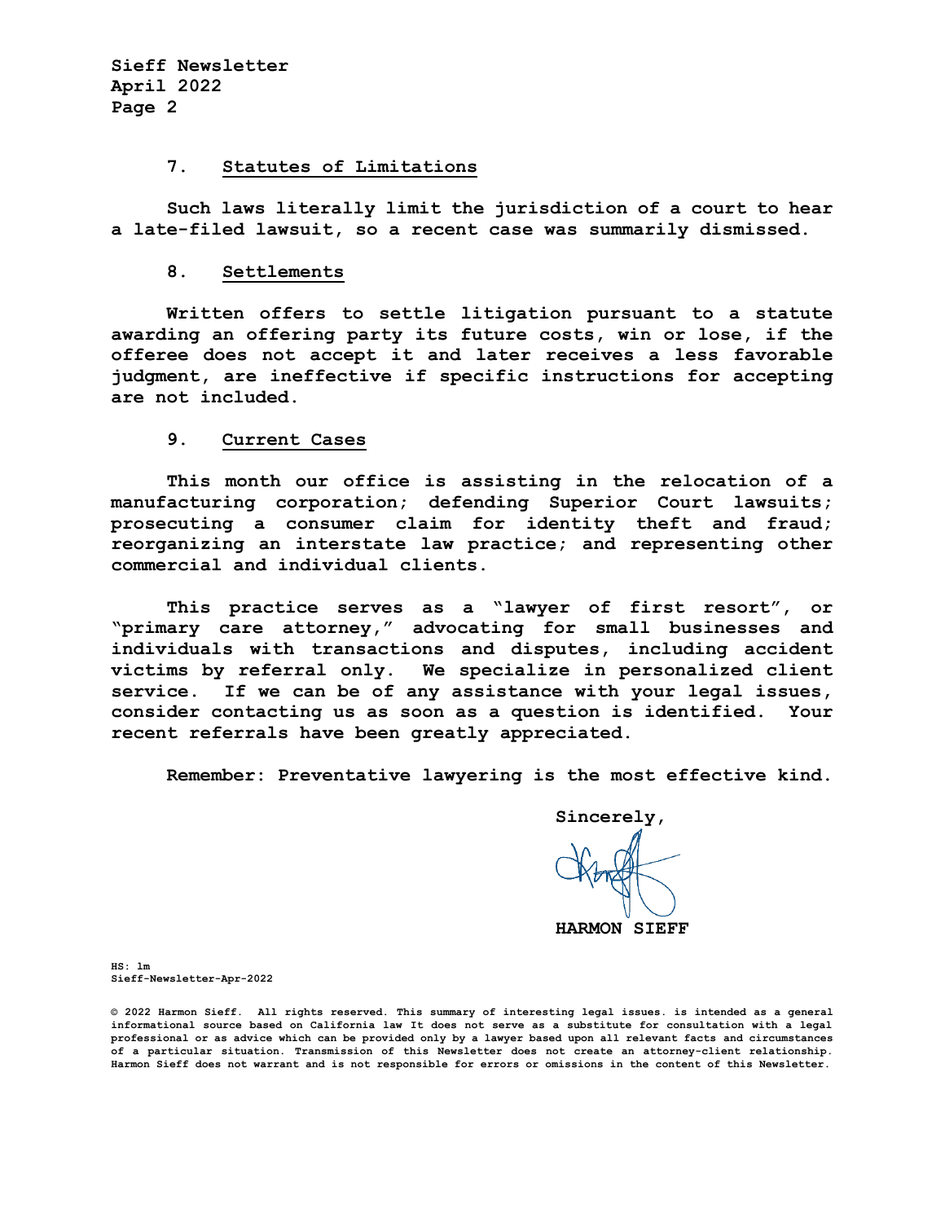## 7. Statutes of Limitations

Such laws literally limit the jurisdiction of a court to hear a late-filed lawsuit, so a recent case was summarily dismissed.

## 8. Settlements

Written offers to settle litigation pursuant to a statute awarding an offering party its future costs, win or lose, if the offeree does not accept it and later receives a less favorable judgment, are ineffective if specific instructions for accepting are not included.

## 9. Current Cases

This month our office is assisting in the relocation of a manufacturing corporation; defending Superior Court lawsuits; prosecuting a consumer claim for identity theft and fraud; reorganizing an interstate law practice; and representing other commercial and individual clients.

This practice serves as a "lawyer of first resort", or "primary care attorney," advocating for small businesses and individuals with transactions and disputes, including accident victims by referral only. We specialize in personalized client service. If we can be of any assistance with your legal issues, consider contacting us as soon as a question is identified. Your recent referrals have been greatly appreciated.

Remember: Preventative lawyering is the most effective kind.

Sincerely,

HARMON SIEFF

HS: lm
Sieff-Newsletter-Apr-2022

© 2022 Harmon Sieff. All rights reserved. This summary of interesting legal issues. is intended as a general informational source based on California law It does not serve as a substitute for consultation with a legal professional or as advice which can be provided only by a lawyer based upon all relevant facts and circumstances of a particular situation. Transmission of this Newsletter does not create an attorney-client relationship. Harmon Sieff does not warrant and is not responsible for errors or omissions in the content of this Newsletter.